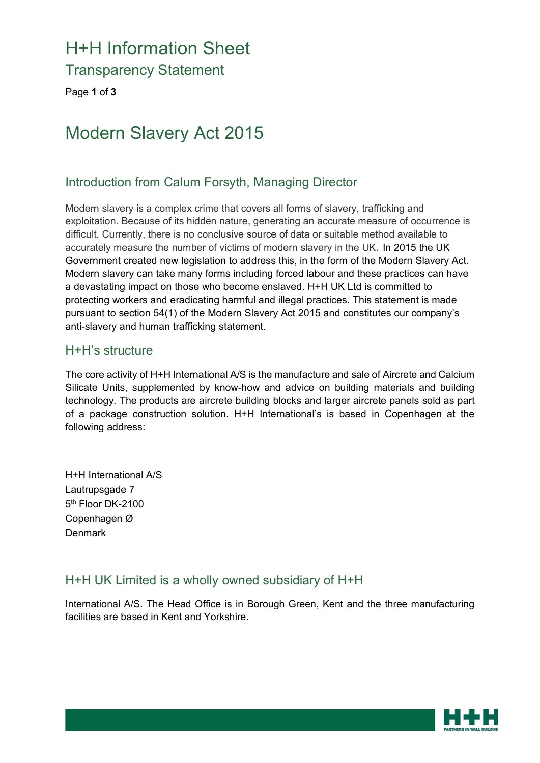# H+H Information Sheet

## Transparency Statement

# Modern Slavery Act 2015

## Introduction from Calum Forsyth, Managing Director

Modern slavery is a complex crime that covers all forms of slavery, trafficking and exploitation. Because of its hidden nature, generating an accurate measure of occurrence is difficult. Currently, there is no conclusive source of data or suitable method available to accurately measure the number of victims of modern slavery in the UK. In 2015 the UK Government created new legislation to address this, in the form of the Modern Slavery Act. Modern slavery can take many forms including forced labour and these practices can have a devastating impact on those who become enslaved. H+H UK Ltd is committed to protecting workers and eradicating harmful and illegal practices. This statement is made pursuant to section 54(1) of the Modern Slavery Act 2015 and constitutes our company's anti-slavery and human trafficking statement.

## H+H's structure

The core activity of H+H International A/S is the manufacture and sale of Aircrete and Calcium Silicate Units, supplemented by know-how and advice on building materials and building technology. The products are aircrete building blocks and larger aircrete panels sold as part of a package construction solution. H+H International's is based in Copenhagen at the following address:

H+H International A/S  
Lautrupsgade 7  
5th Floor DK-2100  
Copenhagen Ø  
Denmark

## H+H UK Limited is a wholly owned subsidiary of H+H

International A/S. The Head Office is in Borough Green, Kent and the three manufacturing facilities are based in Kent and Yorkshire.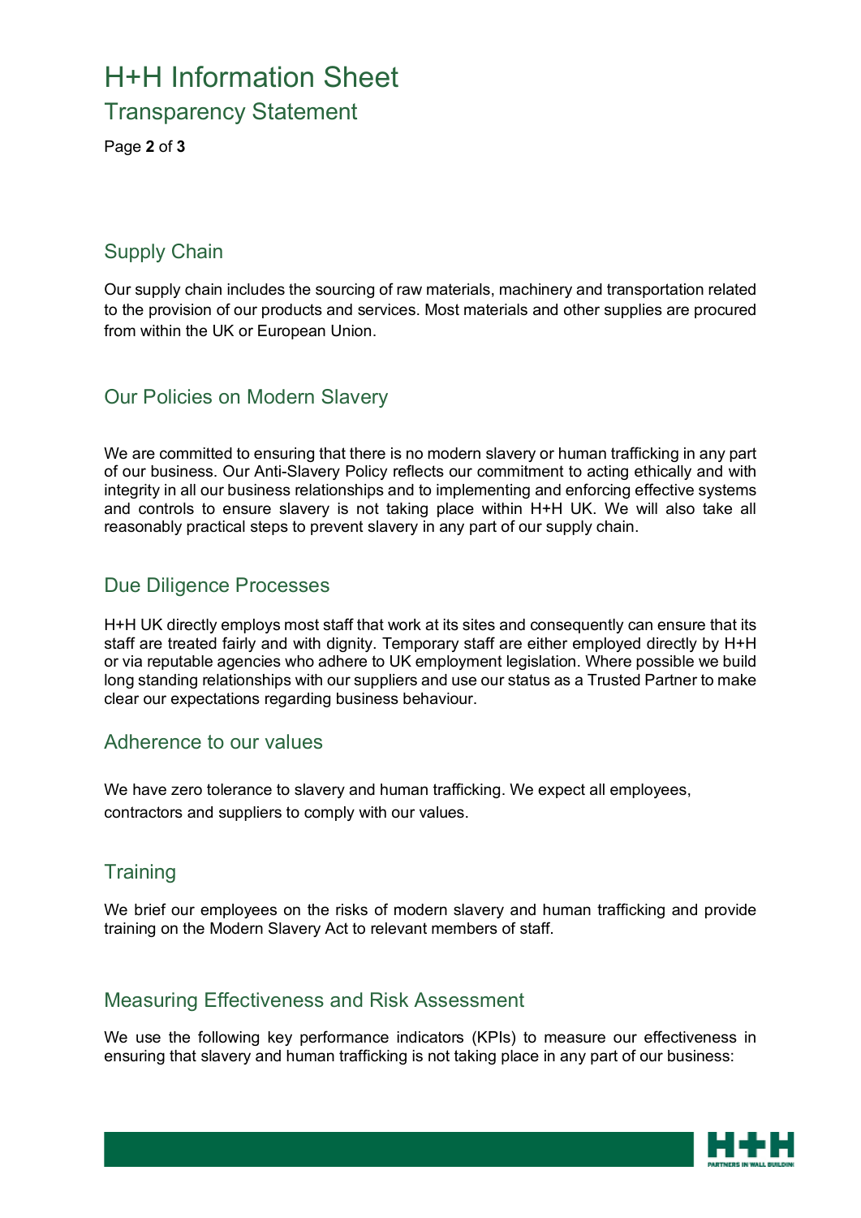## Supply Chain

Our supply chain includes the sourcing of raw materials, machinery and transportation related to the provision of our products and services. Most materials and other supplies are procured from within the UK or European Union.

## Our Policies on Modern Slavery

We are committed to ensuring that there is no modern slavery or human trafficking in any part of our business. Our Anti-Slavery Policy reflects our commitment to acting ethically and with integrity in all our business relationships and to implementing and enforcing effective systems and controls to ensure slavery is not taking place within H+H UK. We will also take all reasonably practical steps to prevent slavery in any part of our supply chain.

## Due Diligence Processes

H+H UK directly employs most staff that work at its sites and consequently can ensure that its staff are treated fairly and with dignity. Temporary staff are either employed directly by H+H or via reputable agencies who adhere to UK employment legislation. Where possible we build long standing relationships with our suppliers and use our status as a Trusted Partner to make clear our expectations regarding business behaviour.

## Adherence to our values

We have zero tolerance to slavery and human trafficking. We expect all employees, contractors and suppliers to comply with our values.

## Training

We brief our employees on the risks of modern slavery and human trafficking and provide training on the Modern Slavery Act to relevant members of staff.

## Measuring Effectiveness and Risk Assessment

We use the following key performance indicators (KPIs) to measure our effectiveness in ensuring that slavery and human trafficking is not taking place in any part of our business: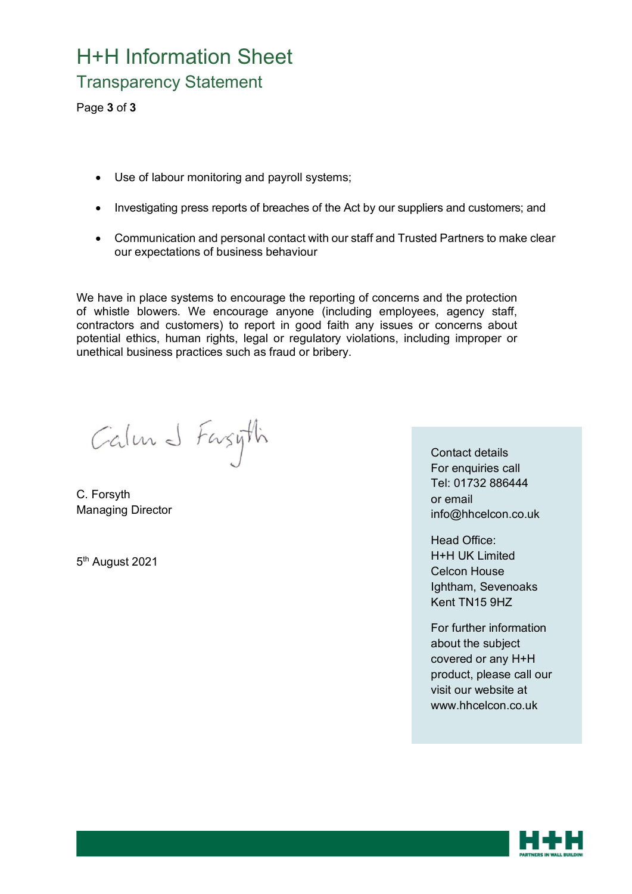- Use of labour monitoring and payroll systems;
- Investigating press reports of breaches of the Act by our suppliers and customers; and
- Communication and personal contact with our staff and Trusted Partners to make clear our expectations of business behaviour

We have in place systems to encourage the reporting of concerns and the protection of whistle blowers. We encourage anyone (including employees, agency staff, contractors and customers) to report in good faith any issues or concerns about potential ethics, human rights, legal or regulatory violations, including improper or unethical business practices such as fraud or bribery.

Calum J Forsyth

C. Forsyth
Managing Director

5th August 2021

Contact details
For enquiries call
Tel: 01732 886444
or email
info@hhcelcon.co.uk

Head Office:
H+H UK Limited
Celcon House
Ightham, Sevenoaks
Kent TN15 9HZ

For further information about the subject covered or any H+H product, please call our visit our website at www.hhcelcon.co.uk